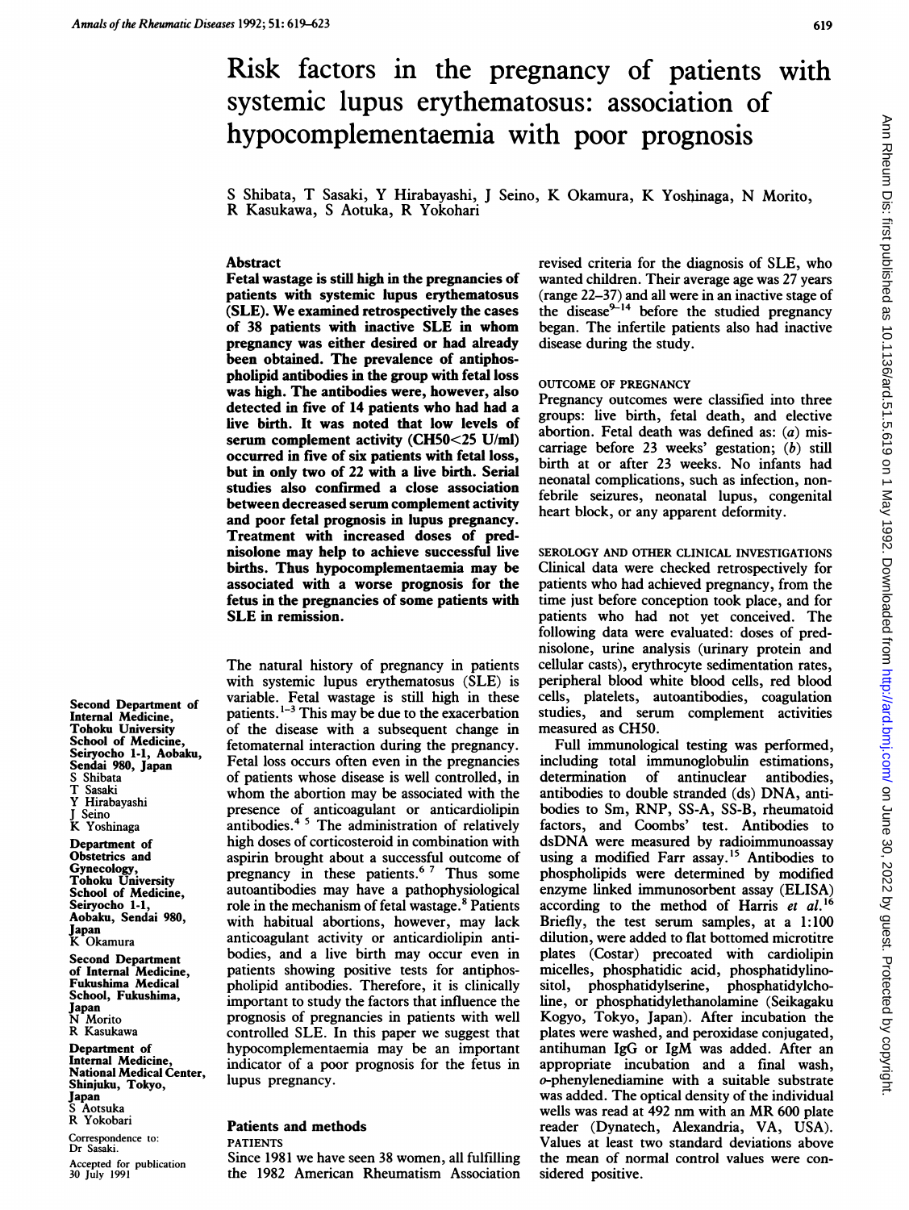# Risk factors in the pregnancy of patients with systemic lupus erythematosus: association of hypocomplementaemia with poor prognosis

S Shibata, T Sasaki, Y Hirabayashi, J Seino, K Okamura, K Yoshinaga, N Morito, R Kasukawa, S Aotuka, R Yokohari

## Abstract

**Fetal wastage is still high in the pregnancies of patients with systemic lupus erythematosus (SLE). We examined retrospectively the cases of 38 patients with inactive SLE in whom pregnancy was either desired or had already been obtained. The prevalence of antiphospholipid antibodies in the group with fetal loss was high. The antibodies were, however, also detected in five of 14 patients who had had a live birth. It was noted that low levels of serum complement activity (CH50<25 U/ml) occurred in five of six patients with fetal loss, but in only two of 22 with a live birth. Serial studies also confirmed a close association between decreased serum complement activity and poor fetal prognosis in lupus pregnancy. Treatment with increased doses of prednisolone may help to achieve successful live births. Thus hypocomplementaemia may be associated with a worse prognosis for the fetus in the pregnancies of some patients with SLE in remission.**

The natural history of pregnancy in patients with systemic lupus erythematosus (SLE) is variable. Fetal wastage is still high in these patients.[1-3] This may be due to the exacerbation of the disease with a subsequent change in fetomaternal interaction during the pregnancy. Fetal loss occurs often even in the pregnancies of patients whose disease is well controlled, in whom the abortion may be associated with the presence of anticoagulant or anticardiolipin antibodies.[4 5] The administration of relatively high doses of corticosteroid in combination with aspirin brought about a successful outcome of pregnancy in these patients.[6 7] Thus some autoantibodies may have a pathophysiological role in the mechanism of fetal wastage.[8] Patients with habitual abortions, however, may lack anticoagulant activity or anticardiolipin antibodies, and a live birth may occur even in patients showing positive tests for antiphospholipid antibodies. Therefore, it is clinically important to study the factors that influence the prognosis of pregnancies in patients with well controlled SLE. In this paper we suggest that hypocomplementaemia may be an important indicator of a poor prognosis for the fetus in lupus pregnancy.

Second Department of Internal Medicine, Tohoku University School of Medicine, Seiryocho 1-1, Aobaku, Sendai 980, Japan
S Shibata
T Sasaki
Y Hirabayashi
J Seino
K Yoshinaga

Department of Obstetrics and Gynecology, Tohoku University School of Medicine, Seiryocho 1-1, Aobaku, Sendai 980, Japan
K Okamura

Second Department of Internal Medicine, Fukushima Medical School, Fukushima, Japan
N Morito
R Kasukawa

Department of Internal Medicine, National Medical Center, Shinjuku, Tokyo, Japan
S Aotsuka
R Yokobari

Correspondence to: Dr Sasaki.

Accepted for publication 30 July 1991

## Patients and methods

### PATIENTS

Since 1981 we have seen 38 women, all fulfilling the 1982 American Rheumatism Association revised criteria for the diagnosis of SLE, who wanted children. Their average age was 27 years (range 22–37) and all were in an inactive stage of the disease[9-14] before the studied pregnancy began. The infertile patients also had inactive disease during the study.

### OUTCOME OF PREGNANCY

Pregnancy outcomes were classified into three groups: live birth, fetal death, and elective abortion. Fetal death was defined as: (*a*) miscarriage before 23 weeks' gestation; (*b*) still birth at or after 23 weeks. No infants had neonatal complications, such as infection, nonfebrile seizures, neonatal lupus, congenital heart block, or any apparent deformity.

### SEROLOGY AND OTHER CLINICAL INVESTIGATIONS

Clinical data were checked retrospectively for patients who had achieved pregnancy, from the time just before conception took place, and for patients who had not yet conceived. The following data were evaluated: doses of prednisolone, urine analysis (urinary protein and cellular casts), erythrocyte sedimentation rates, peripheral blood white blood cells, red blood cells, platelets, autoantibodies, coagulation studies, and serum complement activities measured as CH50.

Full immunological testing was performed, including total immunoglobulin estimations, determination of antinuclear antibodies, antibodies to double stranded (ds) DNA, antibodies to Sm, RNP, SS-A, SS-B, rheumatoid factors, and Coombs' test. Antibodies to dsDNA were measured by radioimmunoassay using a modified Farr assay.[15] Antibodies to phospholipids were determined by modified enzyme linked immunosorbent assay (ELISA) according to the method of Harris *et al*.[16] Briefly, the test serum samples, at a 1:100 dilution, were added to flat bottomed microtitre plates (Costar) precoated with cardiolipin micelles, phosphatidic acid, phosphatidylinositol, phosphatidylserine, phosphatidylcholine, or phosphatidylethanolamine (Seikagaku Kogyo, Tokyo, Japan). After incubation the plates were washed, and peroxidase conjugated, antihuman IgG or IgM was added. After an appropriate incubation and a final wash, *o*-phenylenediamine with a suitable substrate was added. The optical density of the individual wells was read at 492 nm with an MR 600 plate reader (Dynatech, Alexandria, VA, USA). Values at least two standard deviations above the mean of normal control values were considered positive.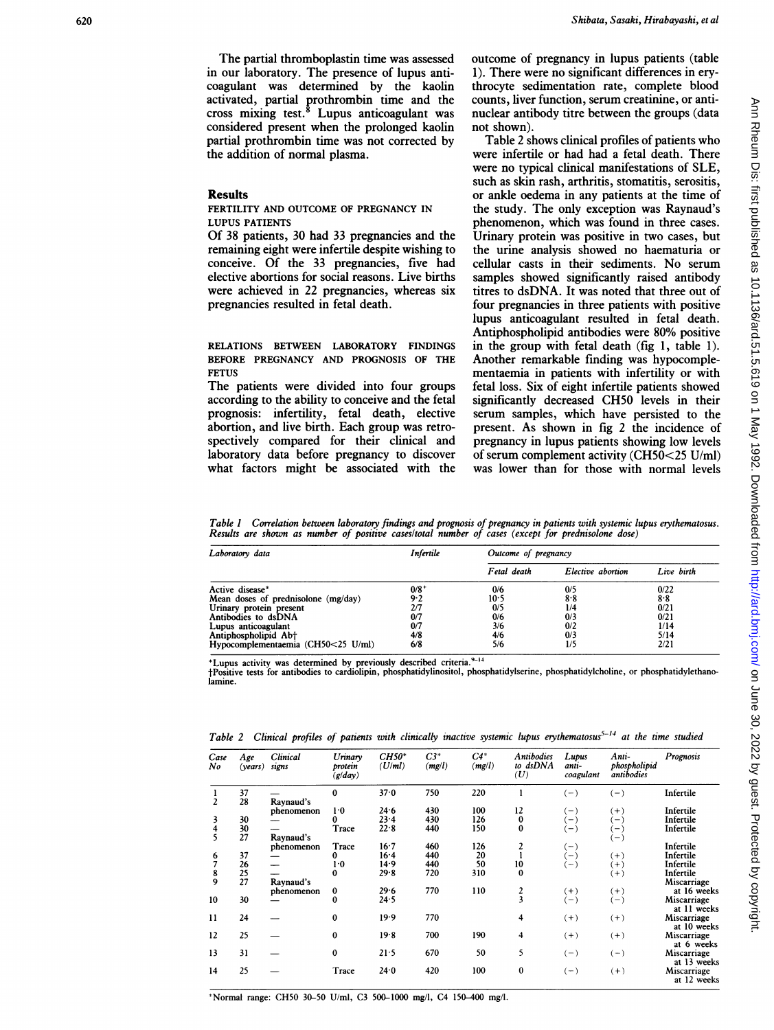The partial thromboplastin time was assessed in our laboratory. The presence of lupus anticoagulant was determined by the kaolin activated, partial prothrombin time and the cross mixing test.[8] Lupus anticoagulant was considered present when the prolonged kaolin partial prothrombin time was not corrected by the addition of normal plasma.

## Results

### FERTILITY AND OUTCOME OF PREGNANCY IN LUPUS PATIENTS

Of 38 patients, 30 had 33 pregnancies and the remaining eight were infertile despite wishing to conceive. Of the 33 pregnancies, five had elective abortions for social reasons. Live births were achieved in 22 pregnancies, whereas six pregnancies resulted in fetal death.

### RELATIONS BETWEEN LABORATORY FINDINGS BEFORE PREGNANCY AND PROGNOSIS OF THE FETUS

The patients were divided into four groups according to the ability to conceive and the fetal prognosis: infertility, fetal death, elective abortion, and live birth. Each group was retrospectively compared for their clinical and laboratory data before pregnancy to discover what factors might be associated with the outcome of pregnancy in lupus patients (table 1). There were no significant differences in erythrocyte sedimentation rate, complete blood counts, liver function, serum creatinine, or antinuclear antibody titre between the groups (data not shown).

Table 2 shows clinical profiles of patients who were infertile or had had a fetal death. There were no typical clinical manifestations of SLE, such as skin rash, arthritis, stomatitis, serositis, or ankle oedema in any patients at the time of the study. The only exception was Raynaud's phenomenon, which was found in three cases. Urinary protein was positive in two cases, but the urine analysis showed no haematuria or cellular casts in their sediments. No serum samples showed significantly raised antibody titres to dsDNA. It was noted that three out of four pregnancies in three patients with positive lupus anticoagulant resulted in fetal death. Antiphospholipid antibodies were 80% positive in the group with fetal death (fig 1, table 1). Another remarkable finding was hypocomplementaemia in patients with infertility or with fetal loss. Six of eight infertile patients showed significantly decreased CH50 levels in their serum samples, which have persisted to the present. As shown in fig 2 the incidence of pregnancy in lupus patients showing low levels of serum complement activity (CH50<25 U/ml) was lower than for those with normal levels

*Table 1 Correlation between laboratory findings and prognosis of pregnancy in patients with systemic lupus erythematosus. Results are shown as number of positive cases/total number of cases (except for prednisolone dose)*

| Laboratory data | Infertile | Outcome of pregnancy | | |
|---|---|---|---|---|
| | | Fetal death | Elective abortion | Live birth |
| Active disease* | 0/8 | 0/6 | 0/5 | 0/22 |
| Mean doses of prednisolone (mg/day) | 9·2 | 10·5 | 8·8 | 8·8 |
| Urinary protein present | 2/7 | 0/5 | 1/4 | 0/21 |
| Antibodies to dsDNA | 0/7 | 0/6 | 0/3 | 0/21 |
| Lupus anticoagulant | 0/7 | 3/6 | 0/2 | 1/14 |
| Antiphospholipid Ab† | 4/8 | 4/6 | 0/3 | 5/14 |
| Hypocomplementaemia (CH50<25 U/ml) | 6/8 | 5/6 | 1/5 | 2/21 |

*Lupus activity was determined by previously described criteria.[9–14]
†Positive tests for antibodies to cardiolipin, phosphatidylinositol, phosphatidylserine, phosphatidylcholine, or phosphatidylethanolamine.

*Table 2 Clinical profiles of patients with clinically inactive systemic lupus erythematosus[5–14] at the time studied*

| Case No | Age (years) | Clinical signs | Urinary protein (g/day) | CH50* (U/ml) | C3* (mg/l) | C4* (mg/l) | Antibodies to dsDNA (U) | Lupus anticoagulant | Antiphospholipid antibodies | Prognosis |
|---|---|---|---|---|---|---|---|---|---|---|
| 1 | 37 | — | 0 | 37·0 | 750 | 220 | 1 | (−) | (−) | Infertile |
| 2 | 28 | Raynaud's phenomenon | 1·0 | 24·6 | 430 | 100 | 12 | (−) | (+) | Infertile |
| 3 | 30 | — | 0 | 23·4 | 430 | 126 | 0 | (−) | (−) | Infertile |
| 4 | 30 | — | Trace | 22·8 | 440 | 150 | 0 | (−) | (−) | Infertile |
| 5 | 27 | Raynaud's phenomenon | Trace | 16·7 | 460 | 126 | 2 | (−) | (−) | Infertile |
| 6 | 37 | — | 0 | 16·4 | 440 | 20 | 1 | (−) | (+) | Infertile |
| 7 | 26 | — | 1·0 | 14·9 | 440 | 50 | 10 | (−) | (+) | Infertile |
| 8 | 25 | — | 0 | 29·8 | 720 | 310 | 0 | | (+) | Infertile |
| 9 | 27 | Raynaud's phenomenon | 0 | 29·6 | 770 | 110 | 2 | (+) | (+) | Miscarriage at 16 weeks |
| 10 | 30 | — | 0 | 24·5 | | | 3 | (−) | (−) | Miscarriage at 11 weeks |
| 11 | 24 | — | 0 | 19·9 | 770 | | 4 | (+) | (+) | Miscarriage at 10 weeks |
| 12 | 25 | — | 0 | 19·8 | 700 | 190 | 4 | (+) | (+) | Miscarriage at 6 weeks |
| 13 | 31 | — | 0 | 21·5 | 670 | 50 | 5 | (−) | (−) | Miscarriage at 13 weeks |
| 14 | 25 | — | Trace | 24·0 | 420 | 100 | 0 | (−) | (+) | Miscarriage at 12 weeks |

*Normal range: CH50 30–50 U/ml, C3 500–1000 mg/l, C4 150–400 mg/l.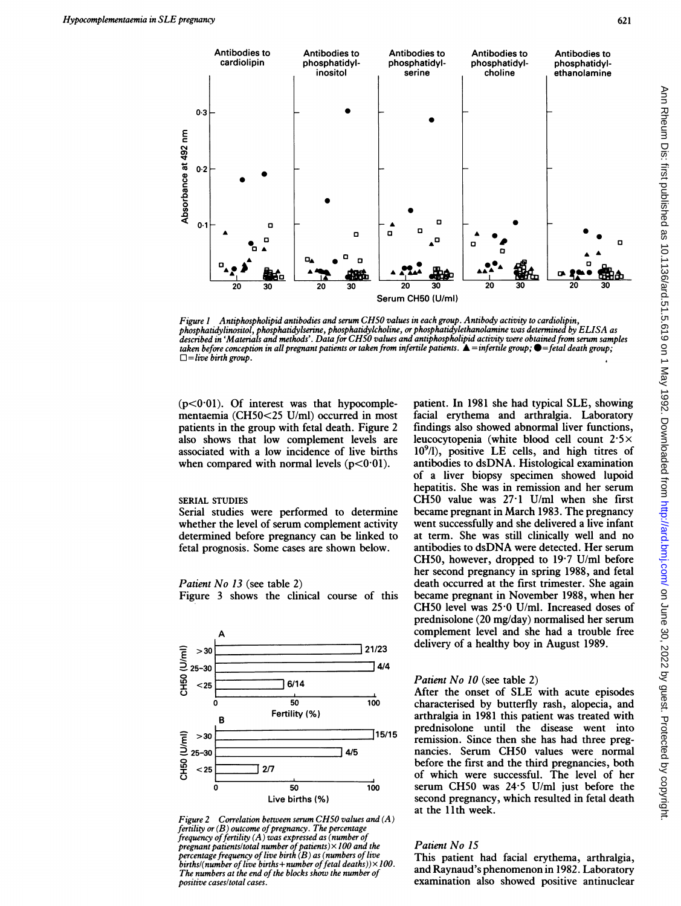Figure 1 Antiphospholipid antibodies and serum CH50 values in each group. Antibody activity to cardiolipin, phosphatidylinositol, phosphatidylserine, phosphatidylcholine, or phosphatidylethanolamine was determined by ELISA as described in 'Materials and methods'. Data for CH50 values and antiphospholipid activity were obtained from serum samples taken before conception in all pregnant patients or taken from infertile patients. ▲ = infertile group; ● = fetal death group; □ = live birth group.

($p<0.01$). Of interest was that hypocomplementaemia (CH50<25 U/ml) occurred in most patients in the group with fetal death. Figure 2 also shows that low complement levels are associated with a low incidence of live births when compared with normal levels ($p<0.01$).

### SERIAL STUDIES

Serial studies were performed to determine whether the level of serum complement activity determined before pregnancy can be linked to fetal prognosis. Some cases are shown below.

*Patient No 13* (see table 2)
Figure 3 shows the clinical course of this patient. In 1981 she had typical SLE, showing facial erythema and arthralgia. Laboratory findings also showed abnormal liver functions, leucocytopenia (white blood cell count $2.5\times10^9$/l), positive LE cells, and high titres of antibodies to dsDNA. Histological examination of a liver biopsy specimen showed lupoid hepatitis. She was in remission and her serum CH50 value was 27·1 U/ml when she first became pregnant in March 1983. The pregnancy went successfully and she delivered a live infant at term. She was still clinically well and no antibodies to dsDNA were detected. Her serum CH50, however, dropped to 19·7 U/ml before her second pregnancy in spring 1988, and fetal death occurred at the first trimester. She again became pregnant in November 1988, when her CH50 level was 25·0 U/ml. Increased doses of prednisolone (20 mg/day) normalised her serum complement level and she had a trouble free delivery of a healthy boy in August 1989.

Figure 2 Correlation between serum CH50 values and (A) fertility or (B) outcome of pregnancy. The percentage frequency of fertility (A) was expressed as (number of pregnant patients/total number of patients)×100 and the percentage frequency of live birth (B) as (numbers of live births/(number of live births+number of fetal deaths))×100. The numbers at the end of the blocks show the number of positive cases/total cases.

*Patient No 10* (see table 2)
After the onset of SLE with acute episodes characterised by butterfly rash, alopecia, and arthralgia in 1981 this patient was treated with prednisolone until the disease went into remission. Since then she has had three pregnancies. Serum CH50 values were normal before the first and the third pregnancies, both of which were successful. The level of her serum CH50 was 24·5 U/ml just before the second pregnancy, which resulted in fetal death at the 11th week.

*Patient No 15*
This patient had facial erythema, arthralgia, and Raynaud's phenomenon in 1982. Laboratory examination also showed positive antinuclear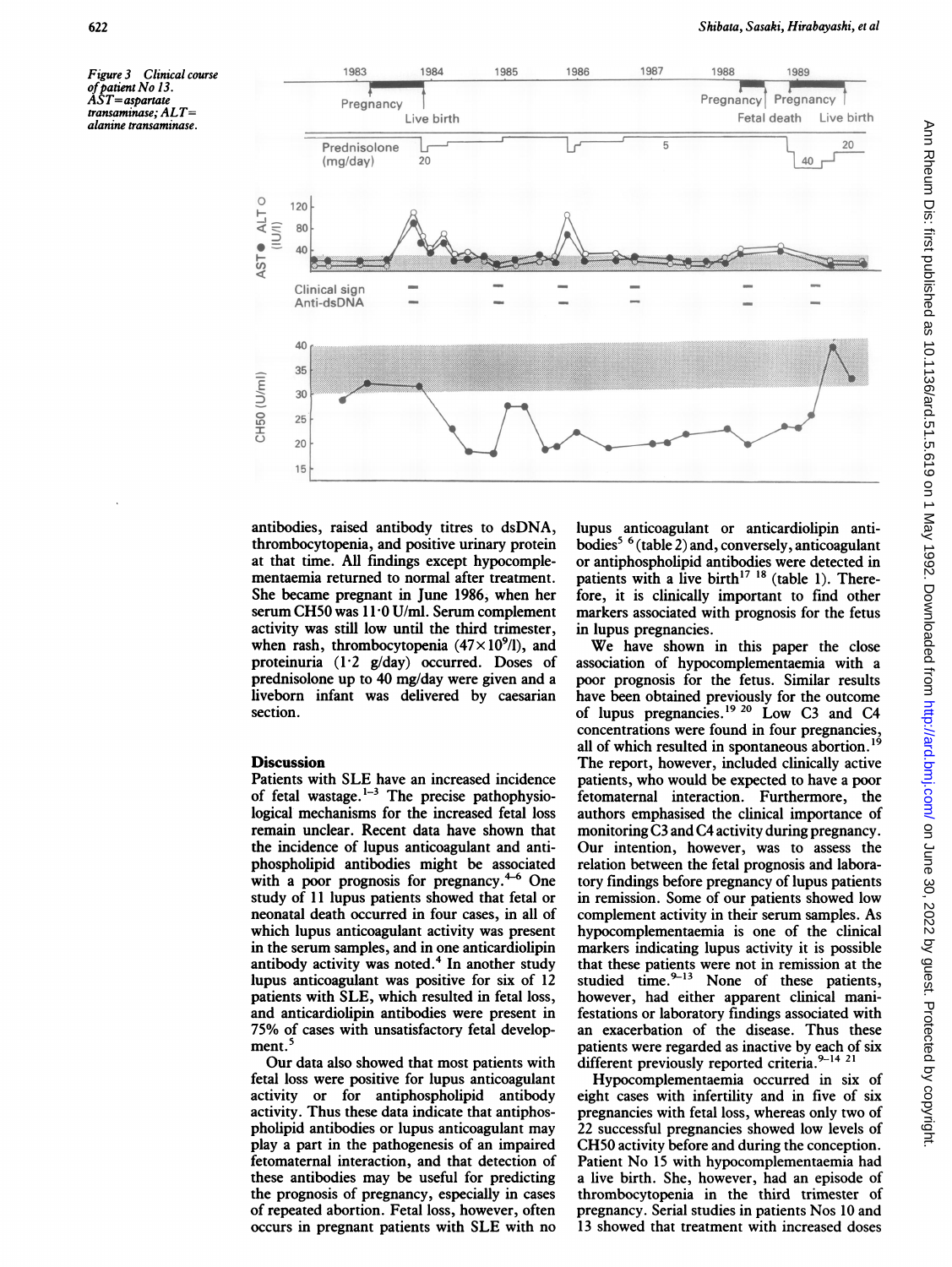Figure 3 Clinical course of patient No 13. AST=aspartate transaminase; ALT=alanine transaminase.

antibodies, raised antibody titres to dsDNA, thrombocytopenia, and positive urinary protein at that time. All findings except hypocomplementaemia returned to normal after treatment. She became pregnant in June 1986, when her serum CH50 was 11·0 U/ml. Serum complement activity was still low until the third trimester, when rash, thrombocytopenia ($47\times10^9$/l), and proteinuria (1·2 g/day) occurred. Doses of prednisolone up to 40 mg/day were given and a liveborn infant was delivered by caesarian section.

## Discussion

Patients with SLE have an increased incidence of fetal wastage.[1–3] The precise pathophysiological mechanisms for the increased fetal loss remain unclear. Recent data have shown that the incidence of lupus anticoagulant and antiphospholipid antibodies might be associated with a poor prognosis for pregnancy.[4–6] One study of 11 lupus patients showed that fetal or neonatal death occurred in four cases, in all of which lupus anticoagulant activity was present in the serum samples, and in one anticardiolipin antibody activity was noted.[4] In another study lupus anticoagulant was positive for six of 12 patients with SLE, which resulted in fetal loss, and anticardiolipin antibodies were present in 75% of cases with unsatisfactory fetal development.[5]

Our data also showed that most patients with fetal loss were positive for lupus anticoagulant activity or for antiphospholipid antibody activity. Thus these data indicate that antiphospholipid antibodies or lupus anticoagulant may play a part in the pathogenesis of an impaired fetomaternal interaction, and that detection of these antibodies may be useful for predicting the prognosis of pregnancy, especially in cases of repeated abortion. Fetal loss, however, often occurs in pregnant patients with SLE with no lupus anticoagulant or anticardiolipin antibodies[5 6] (table 2) and, conversely, anticoagulant or antiphospholipid antibodies were detected in patients with a live birth[17 18] (table 1). Therefore, it is clinically important to find other markers associated with prognosis for the fetus in lupus pregnancies.

We have shown in this paper the close association of hypocomplementaemia with a poor prognosis for the fetus. Similar results have been obtained previously for the outcome of lupus pregnancies.[19 20] Low C3 and C4 concentrations were found in four pregnancies, all of which resulted in spontaneous abortion.[19] The report, however, included clinically active patients, who would be expected to have a poor fetomaternal interaction. Furthermore, the authors emphasised the clinical importance of monitoring C3 and C4 activity during pregnancy. Our intention, however, was to assess the relation between the fetal prognosis and laboratory findings before pregnancy of lupus patients in remission. Some of our patients showed low complement activity in their serum samples. As hypocomplementaemia is one of the clinical markers indicating lupus activity it is possible that these patients were not in remission at the studied time.[9–13] None of these patients, however, had either apparent clinical manifestations or laboratory findings associated with an exacerbation of the disease. Thus these patients were regarded as inactive by each of six different previously reported criteria.[9–14 21]

Hypocomplementaemia occurred in six of eight cases with infertility and in five of six pregnancies with fetal loss, whereas only two of 22 successful pregnancies showed low levels of CH50 activity before and during the conception. Patient No 15 with hypocomplementaemia had a live birth. She, however, had an episode of thrombocytopenia in the third trimester of pregnancy. Serial studies in patients Nos 10 and 13 showed that treatment with increased doses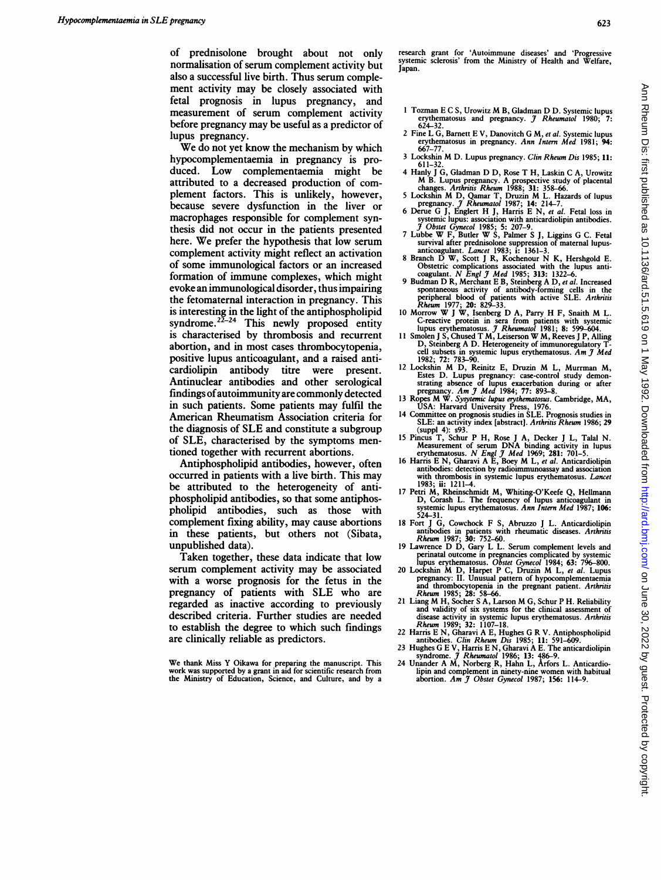of prednisolone brought about not only normalisation of serum complement activity but also a successful live birth. Thus serum complement activity may be closely associated with fetal prognosis in lupus pregnancy, and measurement of serum complement activity before pregnancy may be useful as a predictor of lupus pregnancy.

We do not yet know the mechanism by which hypocomplementaemia in pregnancy is produced. Low complementaemia might be attributed to a decreased production of complement factors. This is unlikely, however, because severe dysfunction in the liver or macrophages responsible for complement synthesis did not occur in the patients presented here. We prefer the hypothesis that low serum complement activity might reflect an activation of some immunological factors or an increased formation of immune complexes, which might evoke an immunological disorder, thus impairing the fetomaternal interaction in pregnancy. This is interesting in the light of the antiphospholipid syndrome.[22–24] This newly proposed entity is characterised by thrombosis and recurrent abortion, and in most cases thrombocytopenia, positive lupus anticoagulant, and a raised anticardiolipin antibody titre were present. Antinuclear antibodies and other serological findings of autoimmunity are commonly detected in such patients. Some patients may fulfil the American Rheumatism Association criteria for the diagnosis of SLE and constitute a subgroup of SLE, characterised by the symptoms mentioned together with recurrent abortions.

Antiphospholipid antibodies, however, often occurred in patients with a live birth. This may be attributed to the heterogeneity of antiphospholipid antibodies, so that some antiphospholipid antibodies, such as those with complement fixing ability, may cause abortions in these patients, but others not (Sibata, unpublished data).

Taken together, these data indicate that low serum complement activity may be associated with a worse prognosis for the fetus in the pregnancy of patients with SLE who are regarded as inactive according to previously described criteria. Further studies are needed to establish the degree to which such findings are clinically reliable as predictors.

We thank Miss Y Oikawa for preparing the manuscript. This work was supported by a grant in aid for scientific research from the Ministry of Education, Science, and Culture, and by a research grant for 'Autoimmune diseases' and 'Progressive systemic sclerosis' from the Ministry of Health and Welfare, Japan.

1 Tozman E C S, Urowitz M B, Gladman D D. Systemic lupus erythematosus and pregnancy. *J Rheumatol* 1980; **7:** 624–32.
2 Fine L G, Barnett E V, Danovitch G M, *et al.* Systemic lupus erythematosus in pregnancy. *Ann Intern Med* 1981; **94:** 667–77.
3 Lockshin M D. Lupus pregnancy. *Clin Rheum Dis* 1985; **11:** 611–32.
4 Hanly J G, Gladman D D, Rose T H, Laskin C A, Urowitz M B. Lupus pregnancy. A prospective study of placental changes. *Arthritis Rheum* 1988; **31:** 358–66.
5 Lockshin M D, Qamar T, Druzin M L. Hazards of lupus pregnancy. *J Rheumatol* 1987; **14:** 214–7.
6 Derue G J, Englert H J, Harris E N, *et al.* Fetal loss in systemic lupus: association with anticardiolipin antibodies. *J Obstet Gynecol* 1985; **5:** 207–9.
7 Lubbe W F, Butler W S, Palmer S J, Liggins G C. Fetal survival after prednisolone suppression of maternal lupus-anticoagulant. *Lancet* 1983; **i:** 1361–3.
8 Branch D W, Scott J R, Kochenour N K, Hershgold E. Obstetric complications associated with the lupus anticoagulant. *N Engl J Med* 1985; **313:** 1322–6.
9 Budman D R, Merchant E B, Steinberg A D, *et al.* Increased spontaneous activity of antibody-forming cells in the peripheral blood of patients with active SLE. *Arthritis Rheum* 1977; **20:** 829–33.
10 Morrow W J W, Isenberg D A, Parry H F, Snaith M L. C-reactive protein in sera from patients with systemic lupus erythematosus. *J Rheumatol* 1981; **8:** 599–604.
11 Smolen J S, Chused T M, Leiserson W M, Reeves J P, Alling D, Steinberg A D. Heterogeneity of immunoregulatory T-cell subsets in systemic lupus erythematosus. *Am J Med* 1982; **72:** 783–90.
12 Lockshin M D, Reinitz E, Druzin M L, Murrman M, Estes D. Lupus pregnancy: case-control study demonstrating absence of lupus exacerbation during or after pregnancy. *Am J Med* 1984; **77:** 893–8.
13 Ropes M W. *Sysytemic lupus erythematosus.* Cambridge, MA, USA: Harvard University Press, 1976.
14 Committee on prognosis studies in SLE. Prognosis studies in SLE: an activity index [abstract]. *Arthritis Rheum* 1986; **29** (suppl 4): s93.
15 Pincus T, Schur P H, Rose J A, Decker J L, Talal N. Measurement of serum DNA binding activity in lupus erythematosus. *N Engl J Med* 1969; **281:** 701–5.
16 Harris E N, Gharavi A E, Boey M L, *et al.* Anticardiolipin antibodies: detection by radioimmunoassay and association with thrombosis in systemic lupus erythematosus. *Lancet* 1983; **ii:** 1211–4.
17 Petri M, Rheinschmidt M, Whiting-O'Keefe Q, Hellmann D, Corash L. The frequency of lupus anticoagulant in systemic lupus erythematosus. *Ann Intern Med* 1987; **106:** 524–31.
18 Fort J G, Cowchock F S, Abruzzo J L. Anticardiolipin antibodies in patients with rheumatic diseases. *Arthritis Rheum* 1987; **30:** 752–60.
19 Lawrence D D, Gary L L. Serum complement levels and perinatal outcome in pregnancies complicated by systemic lupus erythematosus. *Obstet Gynecol* 1984; **63:** 796–800.
20 Lockshin M D, Harpet P C, Druzin M L, *et al.* Lupus pregnancy: II. Unusual pattern of hypocomplementaemia and thrombocytopenia in the pregnant patient. *Arthritis Rheum* 1985; **28:** 58–66.
21 Liang M H, Socher S A, Larson M G, Schur P H. Reliability and validity of six systems for the clinical assessment of disease activity in systemic lupus erythematosus. *Arthritis Rheum* 1989; **32:** 1107–18.
22 Harris E N, Gharavi A E, Hughes G R V. Antiphospholipid antibodies. *Clin Rheum Dis* 1985; **11:** 591–609.
23 Hughes G E V, Harris E N, Gharavi A E. The anticardiolipin syndrome. *J Rheumatol* 1986; **13:** 486–9.
24 Unander A M, Norberg R, Hahn L, Årfors L. Anticardiolipin and complement in ninety-nine women with habitual abortion. *Am J Obstet Gynecol* 1987; **156:** 114–9.